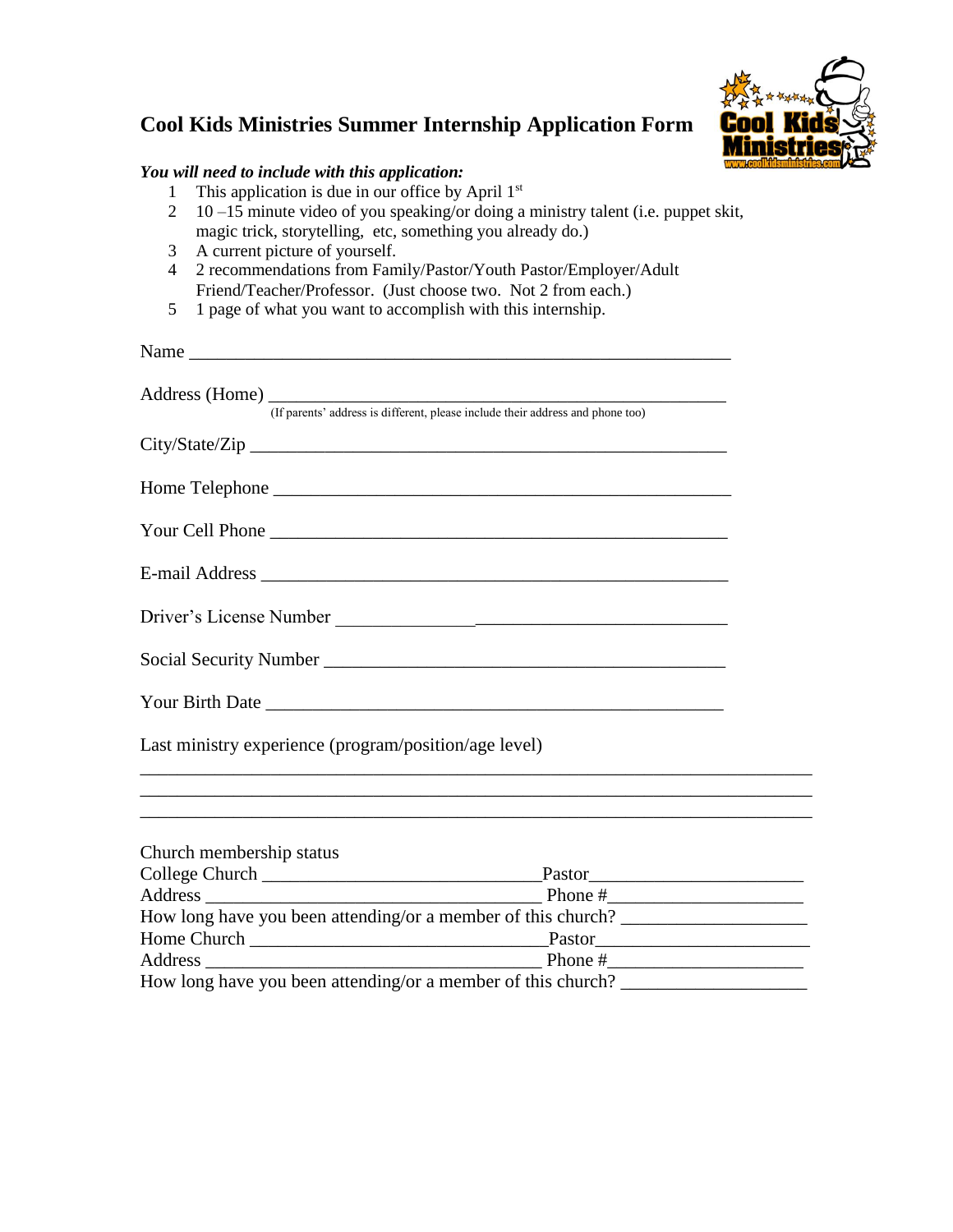# Cool Kids Ministries Summer Internship Application Form

***You will need to include with this application:***

1. This application is due in our office by April 1st
2. 10 –15 minute video of you speaking/or doing a ministry talent (i.e. puppet skit, magic trick, storytelling, etc, something you already do.)
3. A current picture of yourself.
4. 2 recommendations from Family/Pastor/Youth Pastor/Employer/Adult Friend/Teacher/Professor. (Just choose two. Not 2 from each.)
5. 1 page of what you want to accomplish with this internship.

Name ____________________________________________________________

Address (Home) __________________________________________________
(If parents' address is different, please include their address and phone too)

City/State/Zip ____________________________________________________

Home Telephone __________________________________________________

Your Cell Phone __________________________________________________

E-mail Address ___________________________________________________

Driver's License Number __________________________________________

Social Security Number ____________________________________________

Your Birth Date ___________________________________________________

Last ministry experience (program/position/age level)

________________________________________________________________________
________________________________________________________________________
________________________________________________________________________

Church membership status
College Church ______________________________ Pastor______________________
Address ____________________________________ Phone #____________________
How long have you been attending/or a member of this church? ___________________
Home Church _________________________________ Pastor______________________
Address ____________________________________ Phone #____________________
How long have you been attending/or a member of this church? ___________________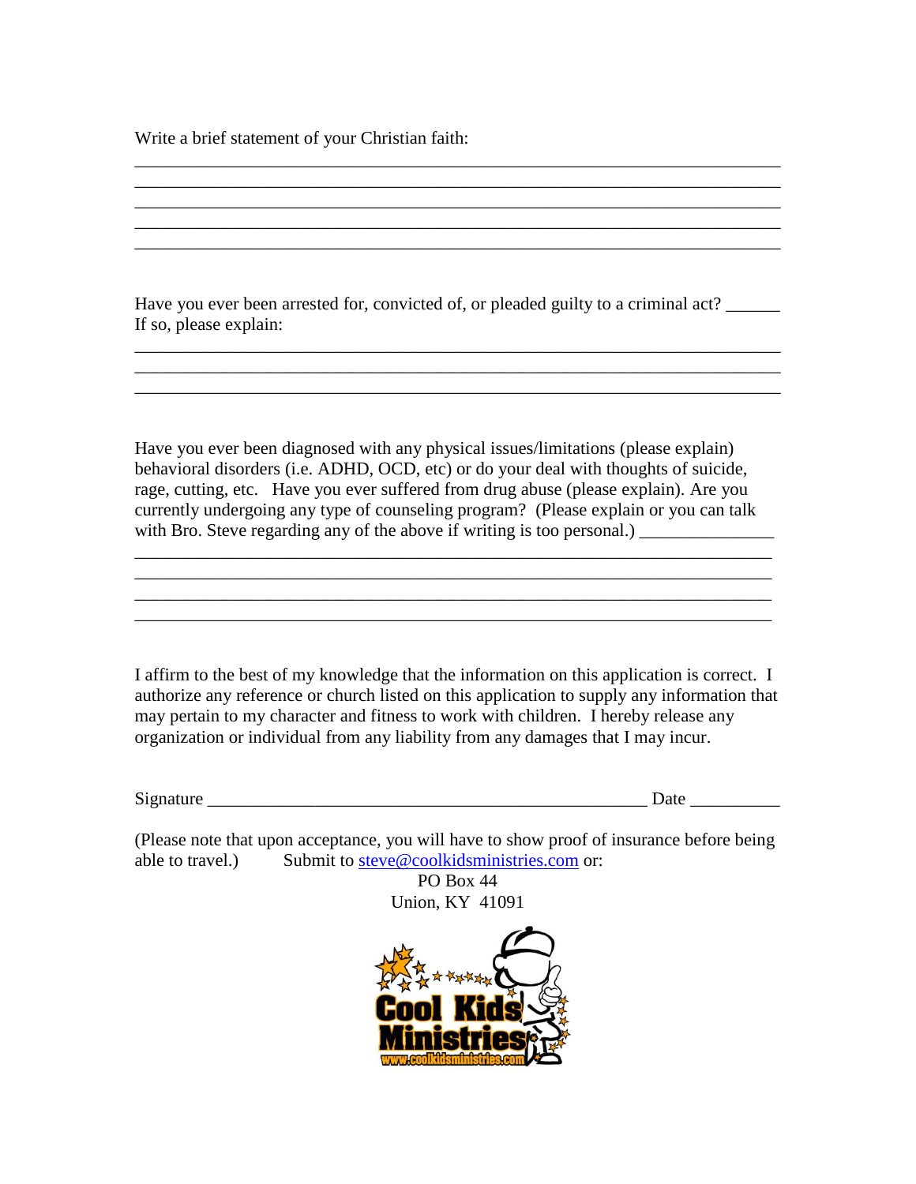Write a brief statement of your Christian faith:

\_\_\_\_\_\_\_\_\_\_\_\_\_\_\_\_\_\_\_\_\_\_\_\_\_\_\_\_\_\_\_\_\_\_\_\_\_\_\_\_\_\_\_\_\_\_\_\_\_\_\_\_\_\_\_\_\_\_\_\_\_\_\_\_\_\_\_\_\_\_
\_\_\_\_\_\_\_\_\_\_\_\_\_\_\_\_\_\_\_\_\_\_\_\_\_\_\_\_\_\_\_\_\_\_\_\_\_\_\_\_\_\_\_\_\_\_\_\_\_\_\_\_\_\_\_\_\_\_\_\_\_\_\_\_\_\_\_\_\_\_
\_\_\_\_\_\_\_\_\_\_\_\_\_\_\_\_\_\_\_\_\_\_\_\_\_\_\_\_\_\_\_\_\_\_\_\_\_\_\_\_\_\_\_\_\_\_\_\_\_\_\_\_\_\_\_\_\_\_\_\_\_\_\_\_\_\_\_\_\_\_
\_\_\_\_\_\_\_\_\_\_\_\_\_\_\_\_\_\_\_\_\_\_\_\_\_\_\_\_\_\_\_\_\_\_\_\_\_\_\_\_\_\_\_\_\_\_\_\_\_\_\_\_\_\_\_\_\_\_\_\_\_\_\_\_\_\_\_\_\_\_
\_\_\_\_\_\_\_\_\_\_\_\_\_\_\_\_\_\_\_\_\_\_\_\_\_\_\_\_\_\_\_\_\_\_\_\_\_\_\_\_\_\_\_\_\_\_\_\_\_\_\_\_\_\_\_\_\_\_\_\_\_\_\_\_\_\_\_\_\_\_

Have you ever been arrested for, convicted of, or pleaded guilty to a criminal act? \_\_\_\_\_\_
If so, please explain:

\_\_\_\_\_\_\_\_\_\_\_\_\_\_\_\_\_\_\_\_\_\_\_\_\_\_\_\_\_\_\_\_\_\_\_\_\_\_\_\_\_\_\_\_\_\_\_\_\_\_\_\_\_\_\_\_\_\_\_\_\_\_\_\_\_\_\_\_\_\_
\_\_\_\_\_\_\_\_\_\_\_\_\_\_\_\_\_\_\_\_\_\_\_\_\_\_\_\_\_\_\_\_\_\_\_\_\_\_\_\_\_\_\_\_\_\_\_\_\_\_\_\_\_\_\_\_\_\_\_\_\_\_\_\_\_\_\_\_\_\_
\_\_\_\_\_\_\_\_\_\_\_\_\_\_\_\_\_\_\_\_\_\_\_\_\_\_\_\_\_\_\_\_\_\_\_\_\_\_\_\_\_\_\_\_\_\_\_\_\_\_\_\_\_\_\_\_\_\_\_\_\_\_\_\_\_\_\_\_\_\_

Have you ever been diagnosed with any physical issues/limitations (please explain) behavioral disorders (i.e. ADHD, OCD, etc) or do your deal with thoughts of suicide, rage, cutting, etc. Have you ever suffered from drug abuse (please explain). Are you currently undergoing any type of counseling program? (Please explain or you can talk with Bro. Steve regarding any of the above if writing is too personal.) \_\_\_\_\_\_\_\_\_\_\_\_\_\_\_

\_\_\_\_\_\_\_\_\_\_\_\_\_\_\_\_\_\_\_\_\_\_\_\_\_\_\_\_\_\_\_\_\_\_\_\_\_\_\_\_\_\_\_\_\_\_\_\_\_\_\_\_\_\_\_\_\_\_\_\_\_\_\_\_\_\_\_\_\_\_
\_\_\_\_\_\_\_\_\_\_\_\_\_\_\_\_\_\_\_\_\_\_\_\_\_\_\_\_\_\_\_\_\_\_\_\_\_\_\_\_\_\_\_\_\_\_\_\_\_\_\_\_\_\_\_\_\_\_\_\_\_\_\_\_\_\_\_\_\_\_
\_\_\_\_\_\_\_\_\_\_\_\_\_\_\_\_\_\_\_\_\_\_\_\_\_\_\_\_\_\_\_\_\_\_\_\_\_\_\_\_\_\_\_\_\_\_\_\_\_\_\_\_\_\_\_\_\_\_\_\_\_\_\_\_\_\_\_\_\_\_
\_\_\_\_\_\_\_\_\_\_\_\_\_\_\_\_\_\_\_\_\_\_\_\_\_\_\_\_\_\_\_\_\_\_\_\_\_\_\_\_\_\_\_\_\_\_\_\_\_\_\_\_\_\_\_\_\_\_\_\_\_\_\_\_\_\_\_\_\_\_

I affirm to the best of my knowledge that the information on this application is correct. I authorize any reference or church listed on this application to supply any information that may pertain to my character and fitness to work with children. I hereby release any organization or individual from any liability from any damages that I may incur.

Signature \_\_\_\_\_\_\_\_\_\_\_\_\_\_\_\_\_\_\_\_\_\_\_\_\_\_\_\_\_\_\_\_\_\_\_\_\_\_\_\_\_\_\_\_\_\_\_\_\_\_ Date \_\_\_\_\_\_\_\_\_\_

(Please note that upon acceptance, you will have to show proof of insurance before being able to travel.) Submit to [steve@coolkidsministries.com](mailto:steve@coolkidsministries.com) or:

PO Box 44
Union, KY 41091

Cool Kids Ministries
www.coolkidsministries.com